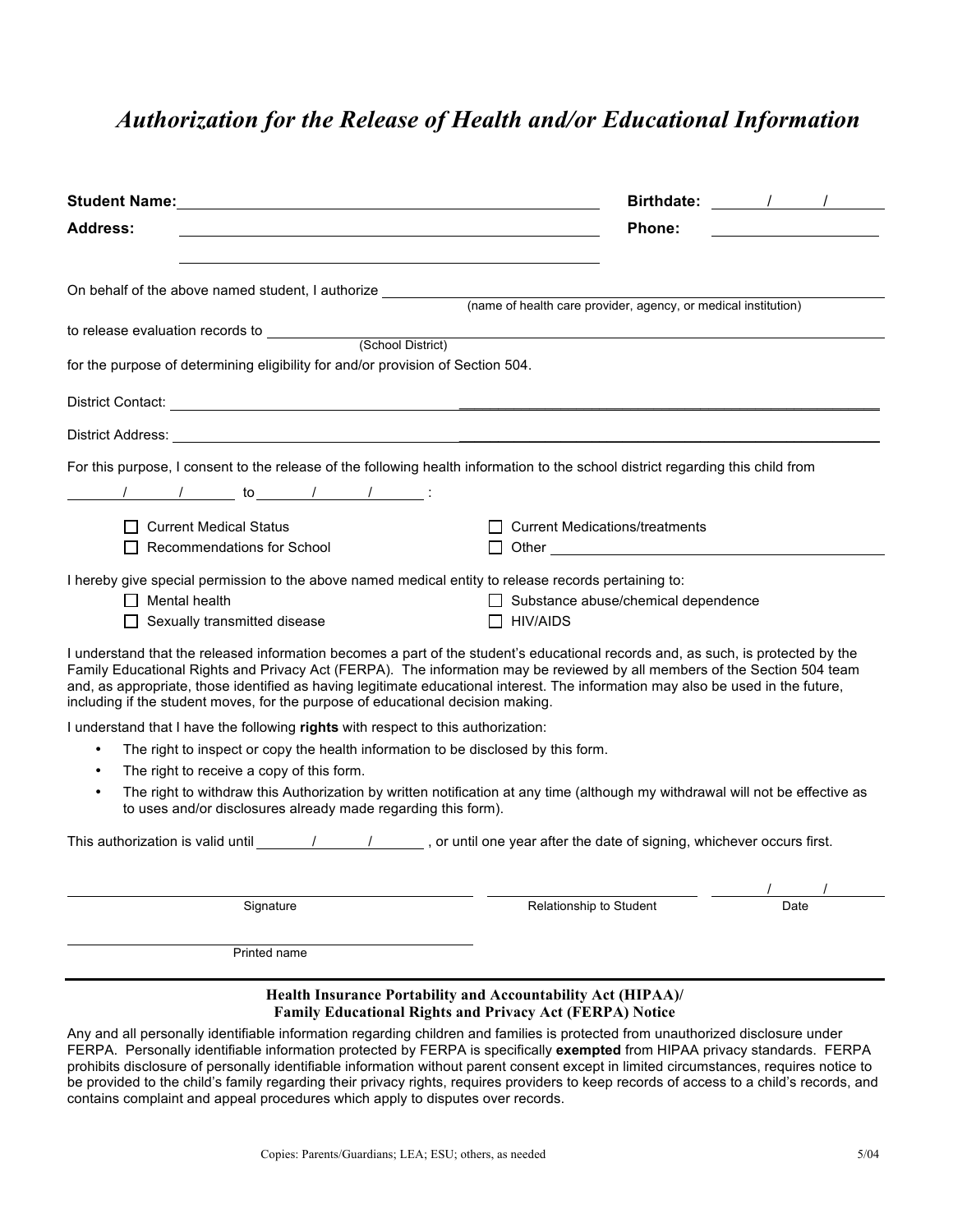# *Authorization for the Release of Health and/or Educational Information*

**Student Name:** ______________________________ **Birthdate:** ____/____/____

**Address:** ______________________________ **Phone:** ______________

______________________________

On behalf of the above named student, I authorize ______________________________
(name of health care provider, agency, or medical institution)

to release evaluation records to ______________________________
(School District)

for the purpose of determining eligibility for and/or provision of Section 504.

District Contact: ______________________________

District Address: ______________________________

For this purpose, I consent to the release of the following health information to the school district regarding this child from

____/____/____ to ____/____/____ :

- ☐ Current Medical Status
- ☐ Current Medications/treatments
- ☐ Recommendations for School
- ☐ Other ______________________________

I hereby give special permission to the above named medical entity to release records pertaining to:

- ☐ Mental health
- ☐ Substance abuse/chemical dependence
- ☐ Sexually transmitted disease
- ☐ HIV/AIDS

I understand that the released information becomes a part of the student's educational records and, as such, is protected by the Family Educational Rights and Privacy Act (FERPA). The information may be reviewed by all members of the Section 504 team and, as appropriate, those identified as having legitimate educational interest. The information may also be used in the future, including if the student moves, for the purpose of educational decision making.

I understand that I have the following **rights** with respect to this authorization:

- The right to inspect or copy the health information to be disclosed by this form.
- The right to receive a copy of this form.
- The right to withdraw this Authorization by written notification at any time (although my withdrawal will not be effective as to uses and/or disclosures already made regarding this form).

This authorization is valid until ____/____/____ , or until one year after the date of signing, whichever occurs first.

______________________________ ______________________________ ____/____/____
Signature Relationship to Student Date

______________________________
Printed name

---

**Health Insurance Portability and Accountability Act (HIPAA)/**
**Family Educational Rights and Privacy Act (FERPA) Notice**

Any and all personally identifiable information regarding children and families is protected from unauthorized disclosure under FERPA. Personally identifiable information protected by FERPA is specifically **exempted** from HIPAA privacy standards. FERPA prohibits disclosure of personally identifiable information without parent consent except in limited circumstances, requires notice to be provided to the child's family regarding their privacy rights, requires providers to keep records of access to a child's records, and contains complaint and appeal procedures which apply to disputes over records.

Copies: Parents/Guardians; LEA; ESU; others, as needed 5/04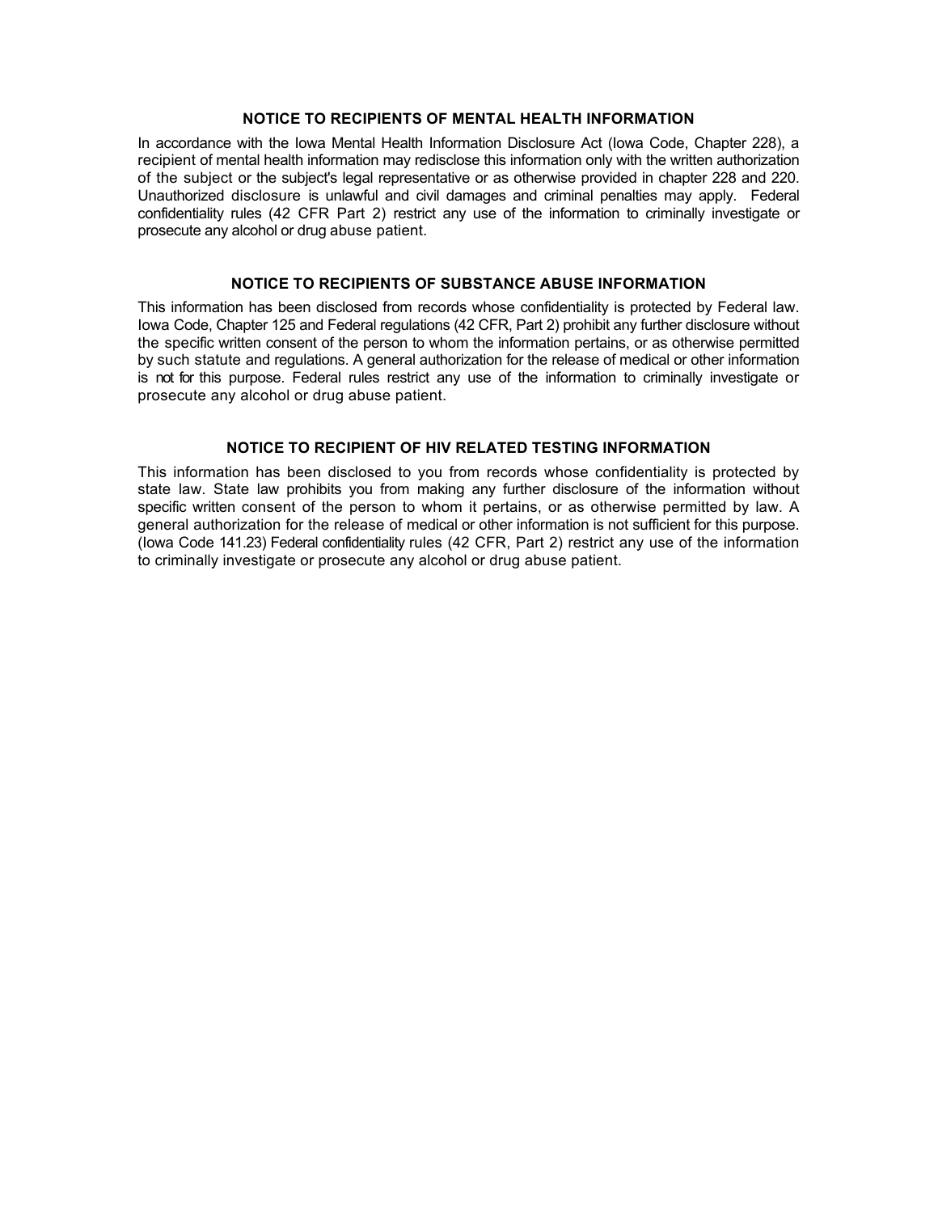### NOTICE TO RECIPIENTS OF MENTAL HEALTH INFORMATION

In accordance with the Iowa Mental Health Information Disclosure Act (Iowa Code, Chapter 228), a recipient of mental health information may redisclose this information only with the written authorization of the subject or the subject's legal representative or as otherwise provided in chapter 228 and 220. Unauthorized disclosure is unlawful and civil damages and criminal penalties may apply. Federal confidentiality rules (42 CFR Part 2) restrict any use of the information to criminally investigate or prosecute any alcohol or drug abuse patient.

### NOTICE TO RECIPIENTS OF SUBSTANCE ABUSE INFORMATION

This information has been disclosed from records whose confidentiality is protected by Federal law. Iowa Code, Chapter 125 and Federal regulations (42 CFR, Part 2) prohibit any further disclosure without the specific written consent of the person to whom the information pertains, or as otherwise permitted by such statute and regulations. A general authorization for the release of medical or other information is not for this purpose. Federal rules restrict any use of the information to criminally investigate or prosecute any alcohol or drug abuse patient.

### NOTICE TO RECIPIENT OF HIV RELATED TESTING INFORMATION

This information has been disclosed to you from records whose confidentiality is protected by state law. State law prohibits you from making any further disclosure of the information without specific written consent of the person to whom it pertains, or as otherwise permitted by law. A general authorization for the release of medical or other information is not sufficient for this purpose. (Iowa Code 141.23) Federal confidentiality rules (42 CFR, Part 2) restrict any use of the information to criminally investigate or prosecute any alcohol or drug abuse patient.